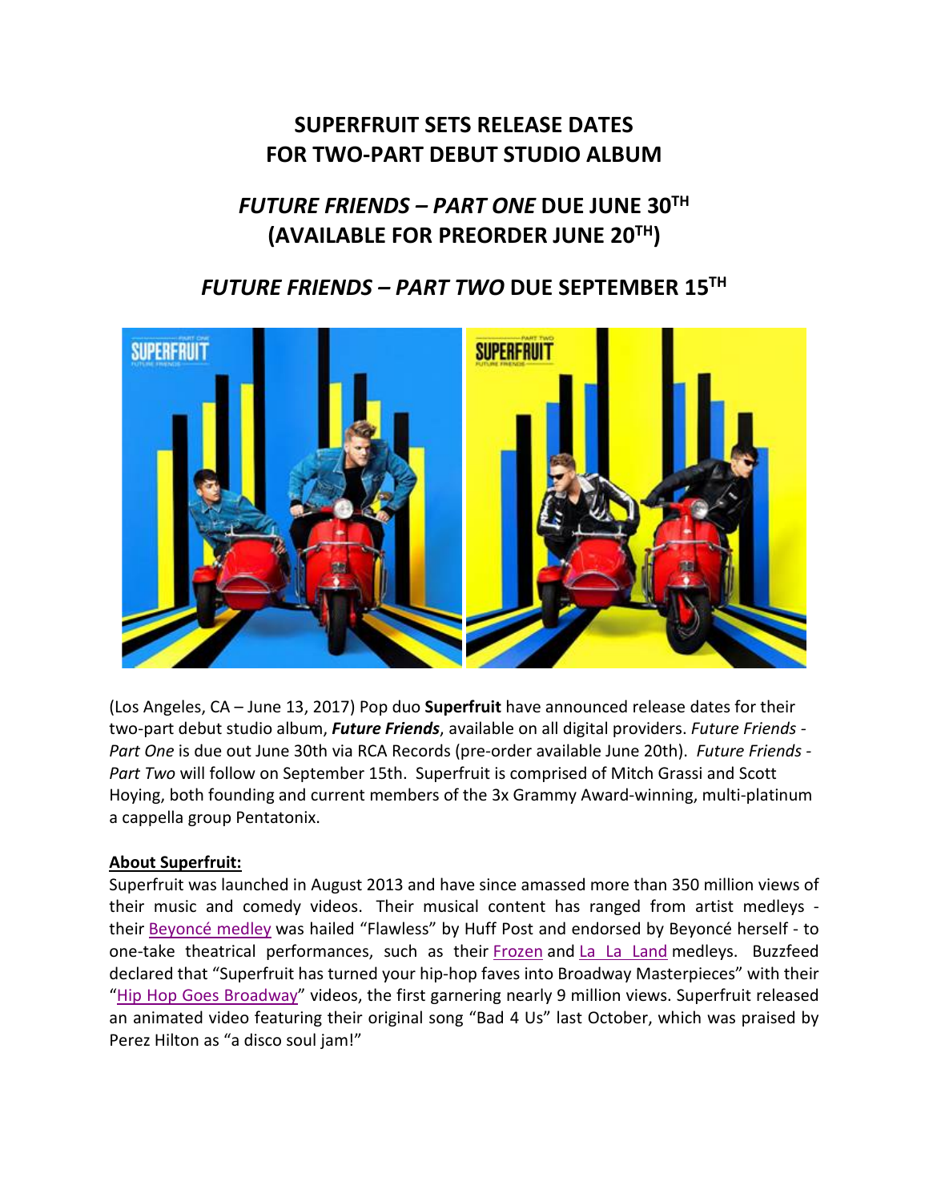# SUPERFRUIT SETS RELEASE DATES FOR TWO-PART DEBUT STUDIO ALBUM

## *FUTURE FRIENDS – PART ONE* DUE JUNE 30TH (AVAILABLE FOR PREORDER JUNE 20TH)

## *FUTURE FRIENDS – PART TWO* DUE SEPTEMBER 15TH

(Los Angeles, CA – June 13, 2017) Pop duo **Superfruit** have announced release dates for their two-part debut studio album, ***Future Friends***, available on all digital providers. *Future Friends - Part One* is due out June 30th via RCA Records (pre-order available June 20th). *Future Friends - Part Two* will follow on September 15th. Superfruit is comprised of Mitch Grassi and Scott Hoying, both founding and current members of the 3x Grammy Award-winning, multi-platinum a cappella group Pentatonix.

**About Superfruit:**

Superfruit was launched in August 2013 and have since amassed more than 350 million views of their music and comedy videos. Their musical content has ranged from artist medleys - their Beyoncé medley was hailed "Flawless" by Huff Post and endorsed by Beyoncé herself - to one-take theatrical performances, such as their Frozen and La La Land medleys. Buzzfeed declared that "Superfruit has turned your hip-hop faves into Broadway Masterpieces" with their "Hip Hop Goes Broadway" videos, the first garnering nearly 9 million views. Superfruit released an animated video featuring their original song "Bad 4 Us" last October, which was praised by Perez Hilton as "a disco soul jam!"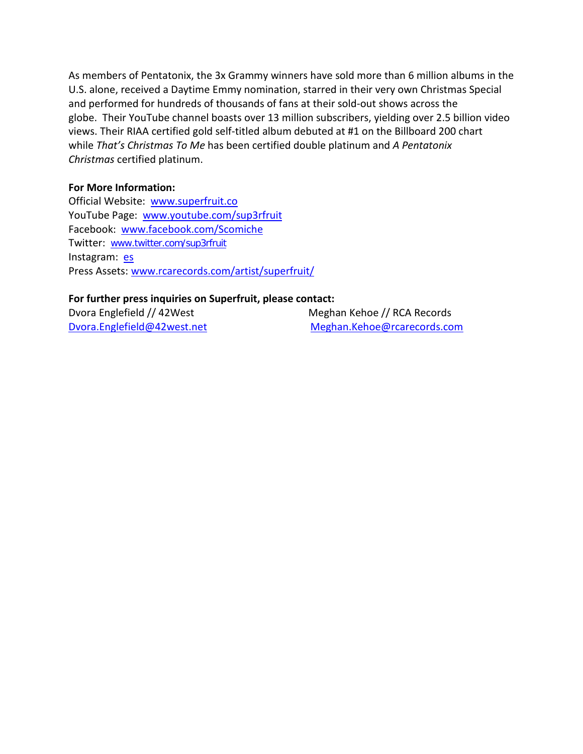As members of Pentatonix, the 3x Grammy winners have sold more than 6 million albums in the U.S. alone, received a Daytime Emmy nomination, starred in their very own Christmas Special and performed for hundreds of thousands of fans at their sold-out shows across the globe. Their YouTube channel boasts over 13 million subscribers, yielding over 2.5 billion video views. Their RIAA certified gold self-titled album debuted at #1 on the Billboard 200 chart while *That's Christmas To Me* has been certified double platinum and *A Pentatonix Christmas* certified platinum.

**For More Information:**
Official Website: [www.superfruit.co](www.superfruit.co)
YouTube Page: [www.youtube.com/sup3rfruit](www.youtube.com/sup3rfruit)
Facebook: [www.facebook.com/Scomiche](www.facebook.com/Scomiche)
Twitter: [www.twitter.com/sup3rfruit](www.twitter.com/sup3rfruit)
Instagram: es
Press Assets: [www.rcarecords.com/artist/superfruit/](www.rcarecords.com/artist/superfruit/)

**For further press inquiries on Superfruit, please contact:**

Dvora Englefield // 42West
Dvora.Englefield@42west.net

Meghan Kehoe // RCA Records
Meghan.Kehoe@rcarecords.com